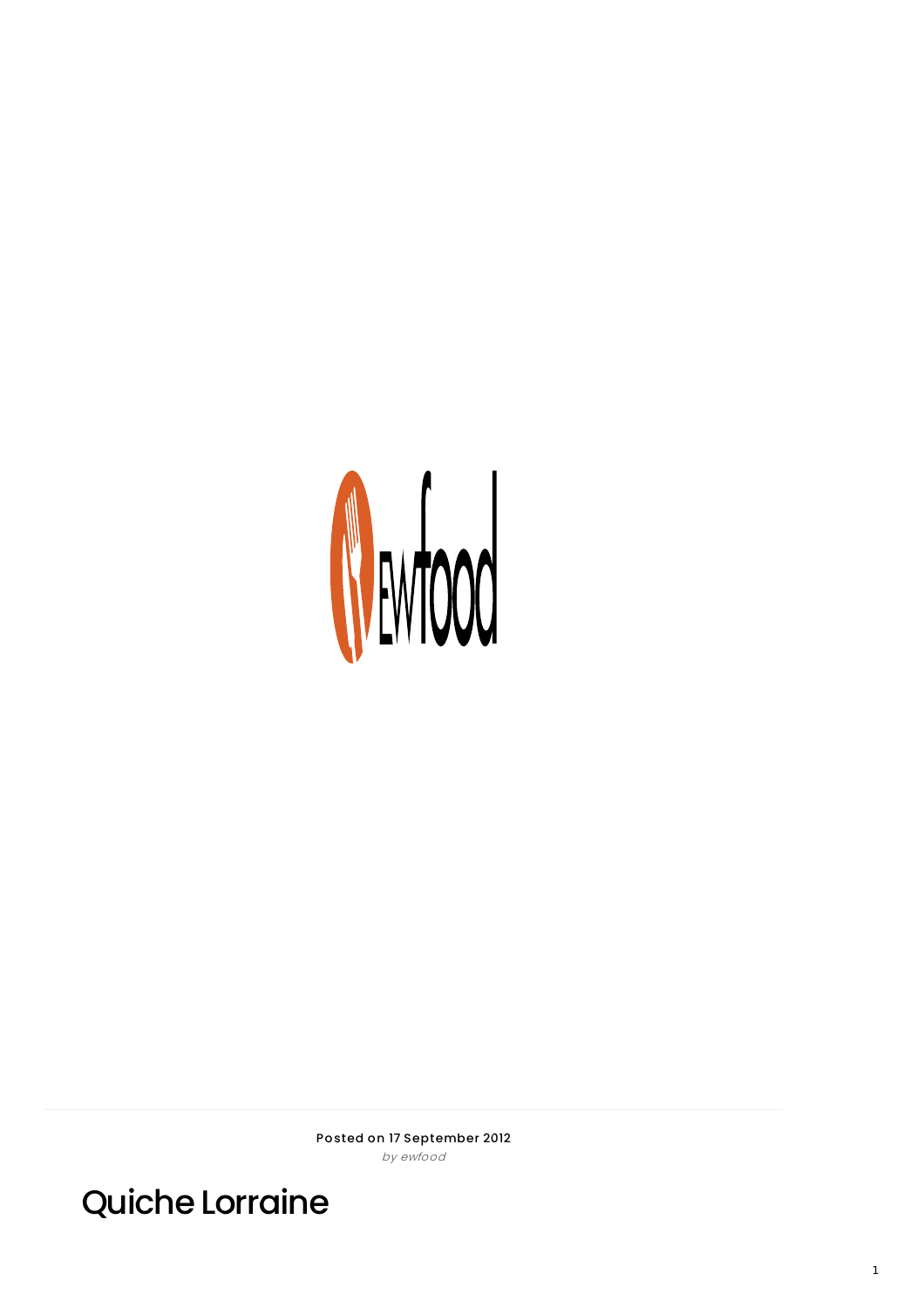**Posted on 17 September 2012**

*by ewfood*

# Quiche Lorraine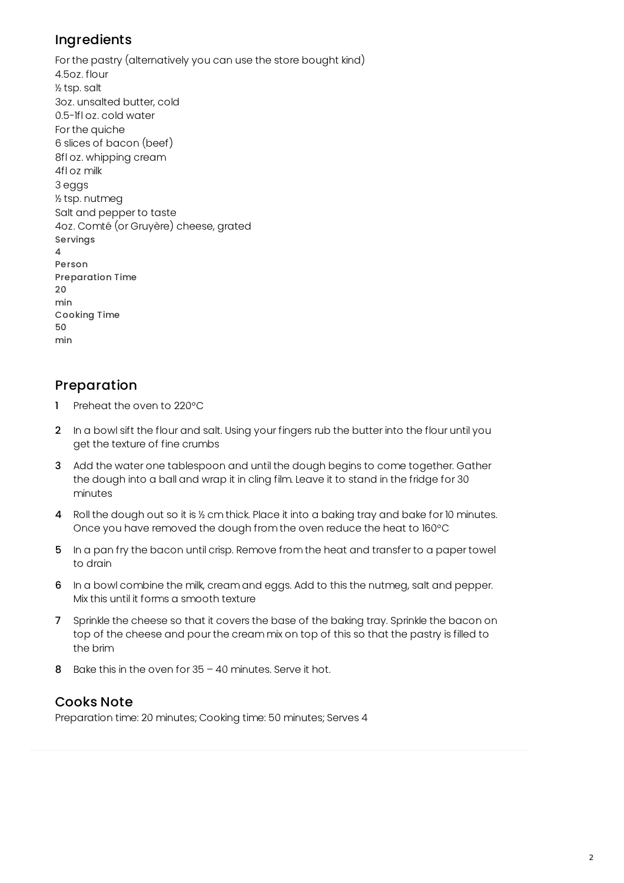## Ingredients

For the pastry (alternatively you can use the store bought kind)
4.5oz. flour
½ tsp. salt
3oz. unsalted butter, cold
0.5-1fl oz. cold water
For the quiche
6 slices of bacon (beef)
8fl oz. whipping cream
4fl oz milk
3 eggs
½ tsp. nutmeg
Salt and pepper to taste
4oz. Comté (or Gruyère) cheese, grated

**Servings**
4
Person
**Preparation Time**
20
min
**Cooking Time**
50
min

## Preparation

1. Preheat the oven to 220°C
2. In a bowl sift the flour and salt. Using your fingers rub the butter into the flour until you get the texture of fine crumbs
3. Add the water one tablespoon and until the dough begins to come together. Gather the dough into a ball and wrap it in cling film. Leave it to stand in the fridge for 30 minutes
4. Roll the dough out so it is ½ cm thick. Place it into a baking tray and bake for 10 minutes. Once you have removed the dough from the oven reduce the heat to 160°C
5. In a pan fry the bacon until crisp. Remove from the heat and transfer to a paper towel to drain
6. In a bowl combine the milk, cream and eggs. Add to this the nutmeg, salt and pepper. Mix this until it forms a smooth texture
7. Sprinkle the cheese so that it covers the base of the baking tray. Sprinkle the bacon on top of the cheese and pour the cream mix on top of this so that the pastry is filled to the brim
8. Bake this in the oven for 35 – 40 minutes. Serve it hot.

## Cooks Note

Preparation time: 20 minutes; Cooking time: 50 minutes; Serves 4